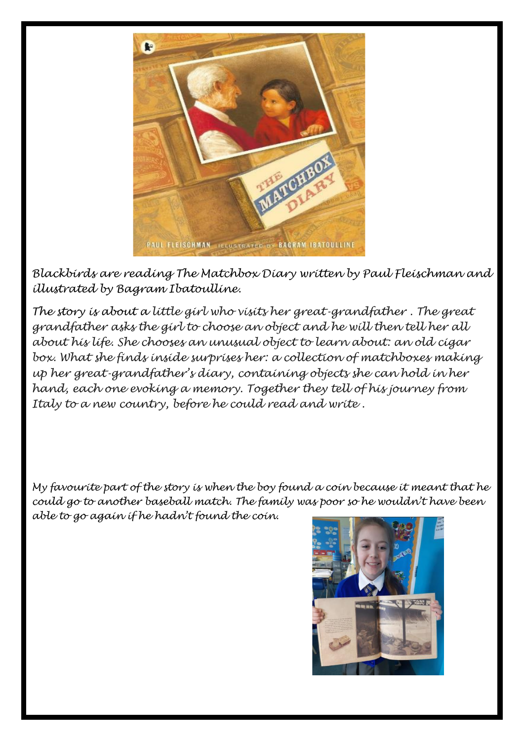Blackbirds are reading The Matchbox Diary written by Paul Fleischman and illustrated by Bagram Ibatoulline.

The story is about a little girl who visits her great-grandfather . The great grandfather asks the girl to choose an object and he will then tell her all about his life. She chooses an unusual object to learn about: an old cigar box. What she finds inside surprises her: a collection of matchboxes making up her great-grandfather's diary, containing objects she can hold in her hand, each one evoking a memory. Together they tell of his journey from Italy to a new country, before he could read and write .

My favourite part of the story is when the boy found a coin because it meant that he could go to another baseball match. The family was poor so he wouldn't have been able to go again if he hadn't found the coin.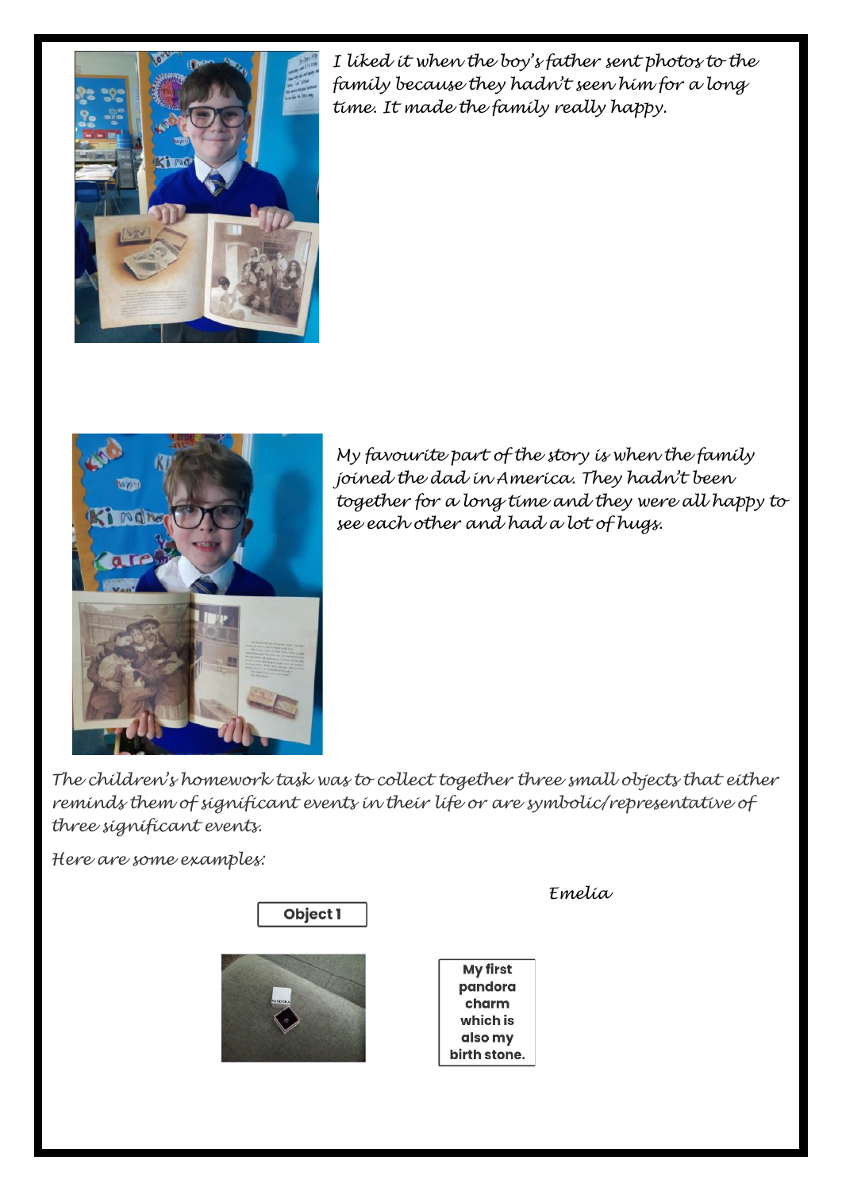*I liked it when the boy's father sent photos to the family because they hadn't seen him for a long time. It made the family really happy.*

*My favourite part of the story is when the family joined the dad in America. They hadn't been together for a long time and they were all happy to see each other and had a lot of hugs.*

*The children's homework task was to collect together three small objects that either reminds them of significant events in their life or are symbolic/representative of three significant events.*

*Here are some examples:*

*Emelia*

**Object 1**

**My first pandora charm which is also my birth stone.**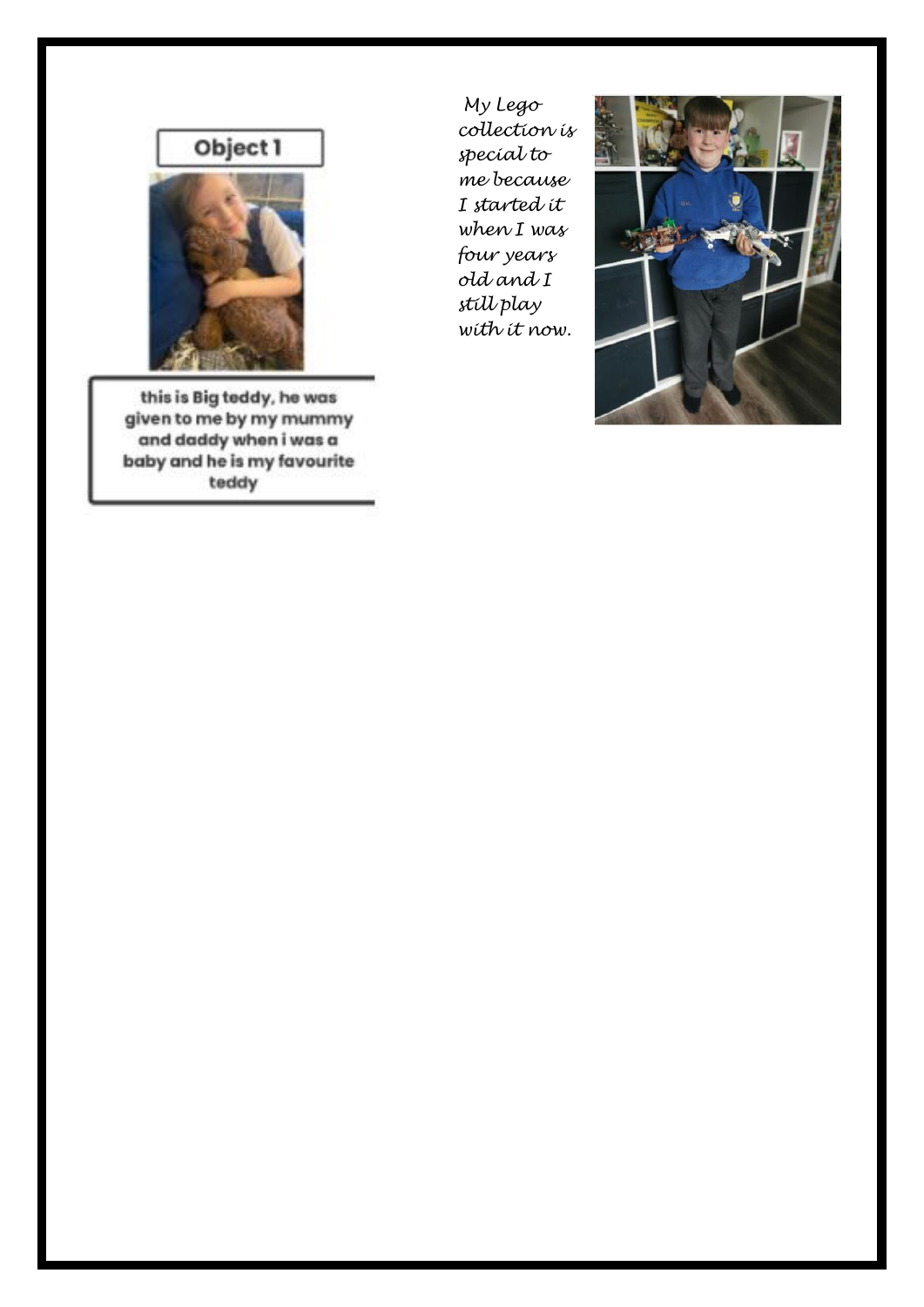**Object 1**

this is Big teddy, he was given to me by my mummy and daddy when i was a baby and he is my favourite teddy

*My Lego collection is special to me because I started it when I was four years old and I still play with it now.*